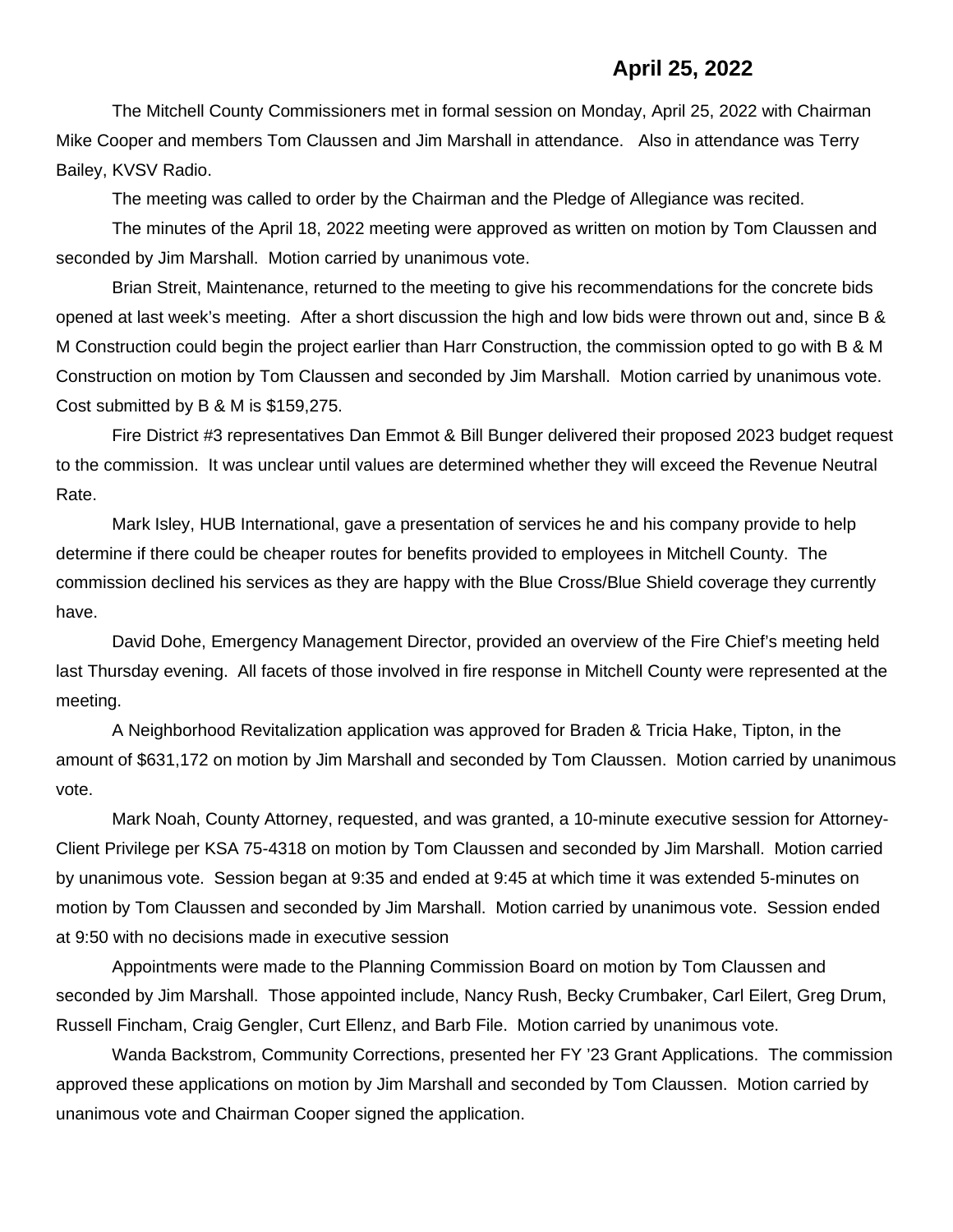**April 25, 2022**

The Mitchell County Commissioners met in formal session on Monday, April 25, 2022 with Chairman Mike Cooper and members Tom Claussen and Jim Marshall in attendance. Also in attendance was Terry Bailey, KVSV Radio.

The meeting was called to order by the Chairman and the Pledge of Allegiance was recited.

The minutes of the April 18, 2022 meeting were approved as written on motion by Tom Claussen and seconded by Jim Marshall. Motion carried by unanimous vote.

Brian Streit, Maintenance, returned to the meeting to give his recommendations for the concrete bids opened at last week's meeting. After a short discussion the high and low bids were thrown out and, since B & M Construction could begin the project earlier than Harr Construction, the commission opted to go with B & M Construction on motion by Tom Claussen and seconded by Jim Marshall. Motion carried by unanimous vote. Cost submitted by B & M is $159,275.

Fire District #3 representatives Dan Emmot & Bill Bunger delivered their proposed 2023 budget request to the commission. It was unclear until values are determined whether they will exceed the Revenue Neutral Rate.

Mark Isley, HUB International, gave a presentation of services he and his company provide to help determine if there could be cheaper routes for benefits provided to employees in Mitchell County. The commission declined his services as they are happy with the Blue Cross/Blue Shield coverage they currently have.

David Dohe, Emergency Management Director, provided an overview of the Fire Chief's meeting held last Thursday evening. All facets of those involved in fire response in Mitchell County were represented at the meeting.

A Neighborhood Revitalization application was approved for Braden & Tricia Hake, Tipton, in the amount of $631,172 on motion by Jim Marshall and seconded by Tom Claussen. Motion carried by unanimous vote.

Mark Noah, County Attorney, requested, and was granted, a 10-minute executive session for Attorney-Client Privilege per KSA 75-4318 on motion by Tom Claussen and seconded by Jim Marshall. Motion carried by unanimous vote. Session began at 9:35 and ended at 9:45 at which time it was extended 5-minutes on motion by Tom Claussen and seconded by Jim Marshall. Motion carried by unanimous vote. Session ended at 9:50 with no decisions made in executive session

Appointments were made to the Planning Commission Board on motion by Tom Claussen and seconded by Jim Marshall. Those appointed include, Nancy Rush, Becky Crumbaker, Carl Eilert, Greg Drum, Russell Fincham, Craig Gengler, Curt Ellenz, and Barb File. Motion carried by unanimous vote.

Wanda Backstrom, Community Corrections, presented her FY '23 Grant Applications. The commission approved these applications on motion by Jim Marshall and seconded by Tom Claussen. Motion carried by unanimous vote and Chairman Cooper signed the application.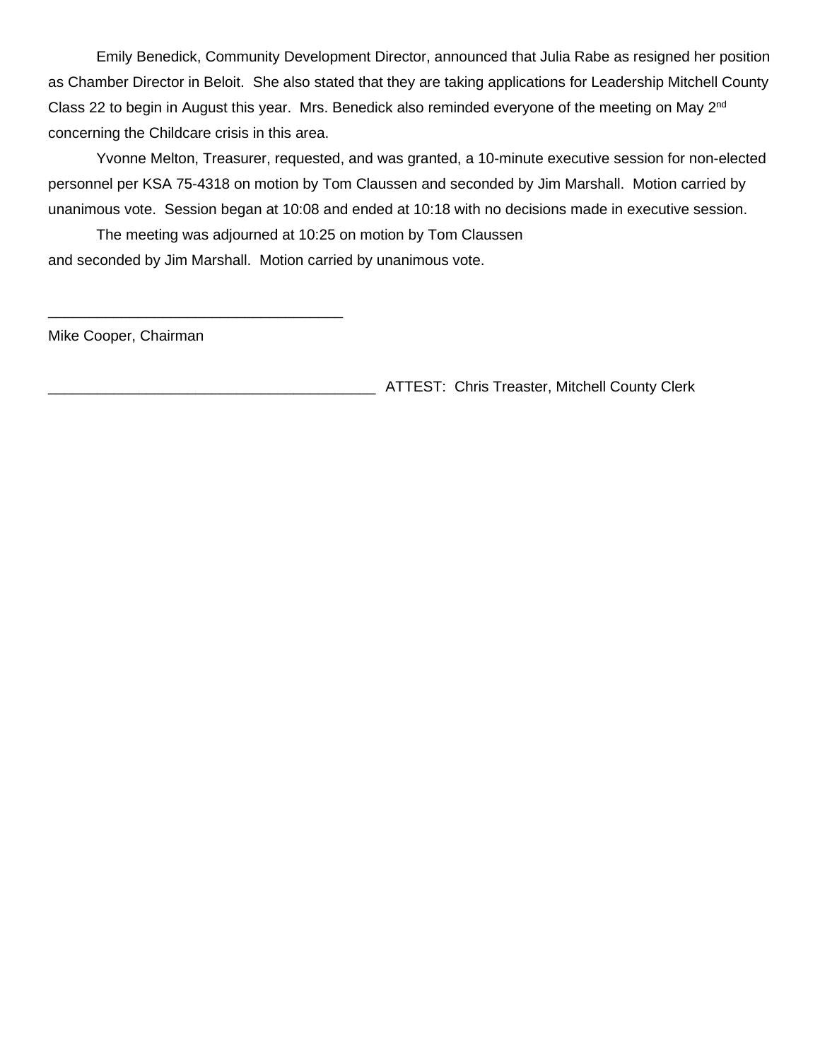Emily Benedick, Community Development Director, announced that Julia Rabe as resigned her position as Chamber Director in Beloit. She also stated that they are taking applications for Leadership Mitchell County Class 22 to begin in August this year. Mrs. Benedick also reminded everyone of the meeting on May 2nd concerning the Childcare crisis in this area.

Yvonne Melton, Treasurer, requested, and was granted, a 10-minute executive session for non-elected personnel per KSA 75-4318 on motion by Tom Claussen and seconded by Jim Marshall. Motion carried by unanimous vote. Session began at 10:08 and ended at 10:18 with no decisions made in executive session.

The meeting was adjourned at 10:25 on motion by Tom Claussen and seconded by Jim Marshall. Motion carried by unanimous vote.

____________________________________

Mike Cooper, Chairman

________________________________________ ATTEST: Chris Treaster, Mitchell County Clerk